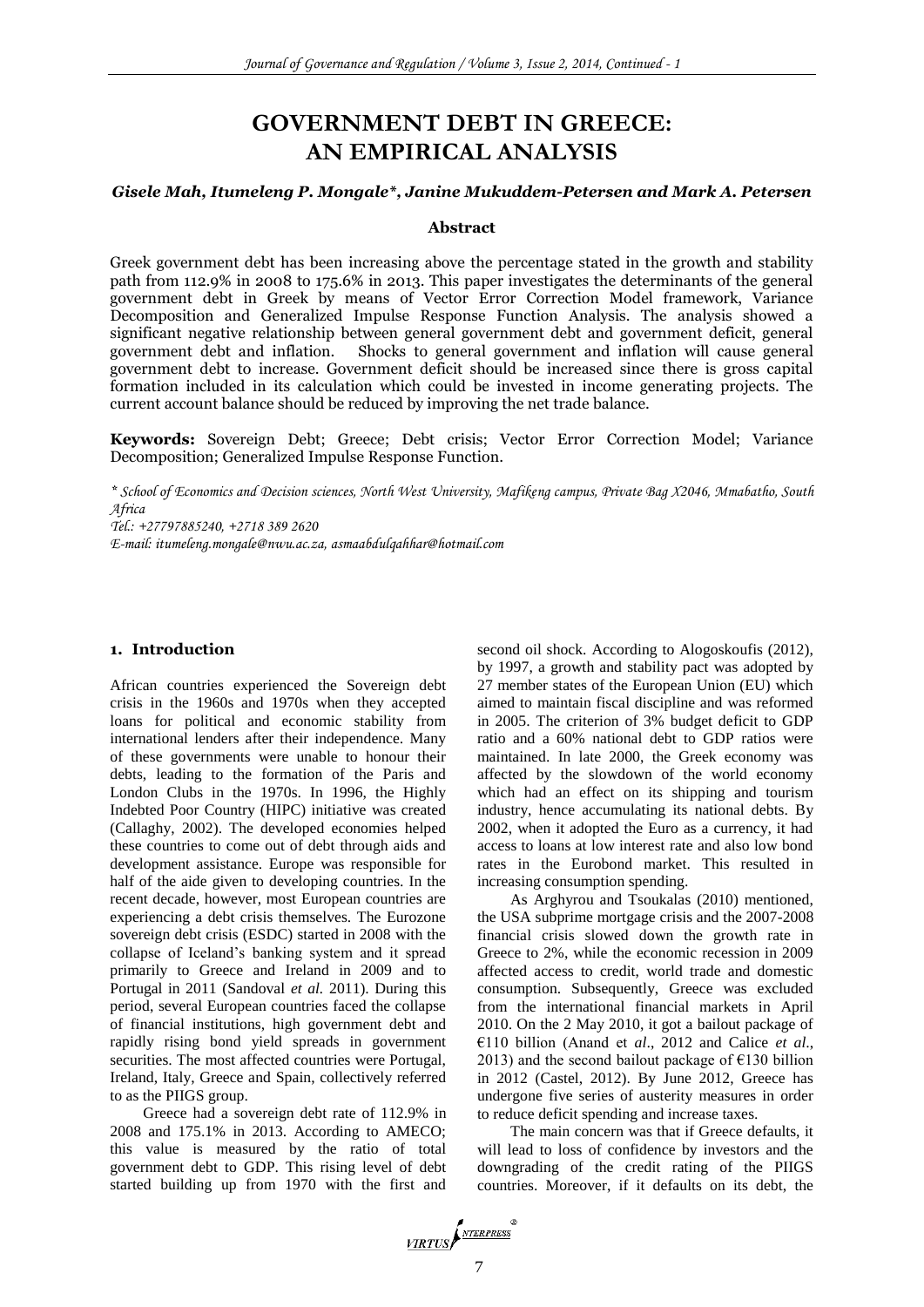# GOVERNMENT DEBT IN GREECE: AN EMPIRICAL ANALYSIS

***Gisele Mah, Itumeleng P. Mongale*, Janine Mukuddem-Petersen and Mark A. Petersen***

### Abstract

Greek government debt has been increasing above the percentage stated in the growth and stability path from 112.9% in 2008 to 175.6% in 2013. This paper investigates the determinants of the general government debt in Greek by means of Vector Error Correction Model framework, Variance Decomposition and Generalized Impulse Response Function Analysis. The analysis showed a significant negative relationship between general government debt and government deficit, general government debt and inflation. Shocks to general government and inflation will cause general government debt to increase. Government deficit should be increased since there is gross capital formation included in its calculation which could be invested in income generating projects. The current account balance should be reduced by improving the net trade balance.

**Keywords:** Sovereign Debt; Greece; Debt crisis; Vector Error Correction Model; Variance Decomposition; Generalized Impulse Response Function.

*\* School of Economics and Decision sciences, North West University, Mafikeng campus, Private Bag X2046, Mmabatho, South Africa*
*Tel.: +27797885240, +2718 389 2620*
*E-mail: itumeleng.mongale@nwu.ac.za, asmaabdulqahhar@hotmail.com*

## 1. Introduction

African countries experienced the Sovereign debt crisis in the 1960s and 1970s when they accepted loans for political and economic stability from international lenders after their independence. Many of these governments were unable to honour their debts, leading to the formation of the Paris and London Clubs in the 1970s. In 1996, the Highly Indebted Poor Country (HIPC) initiative was created (Callaghy, 2002). The developed economies helped these countries to come out of debt through aids and development assistance. Europe was responsible for half of the aide given to developing countries. In the recent decade, however, most European countries are experiencing a debt crisis themselves. The Eurozone sovereign debt crisis (ESDC) started in 2008 with the collapse of Iceland's banking system and it spread primarily to Greece and Ireland in 2009 and to Portugal in 2011 (Sandoval *et al.* 2011). During this period, several European countries faced the collapse of financial institutions, high government debt and rapidly rising bond yield spreads in government securities. The most affected countries were Portugal, Ireland, Italy, Greece and Spain, collectively referred to as the PIIGS group.

Greece had a sovereign debt rate of 112.9% in 2008 and 175.1% in 2013. According to AMECO; this value is measured by the ratio of total government debt to GDP. This rising level of debt started building up from 1970 with the first and second oil shock. According to Alogoskoufis (2012), by 1997, a growth and stability pact was adopted by 27 member states of the European Union (EU) which aimed to maintain fiscal discipline and was reformed in 2005. The criterion of 3% budget deficit to GDP ratio and a 60% national debt to GDP ratios were maintained. In late 2000, the Greek economy was affected by the slowdown of the world economy which had an effect on its shipping and tourism industry, hence accumulating its national debts. By 2002, when it adopted the Euro as a currency, it had access to loans at low interest rate and also low bond rates in the Eurobond market. This resulted in increasing consumption spending.

As Arghyrou and Tsoukalas (2010) mentioned, the USA subprime mortgage crisis and the 2007-2008 financial crisis slowed down the growth rate in Greece to 2%, while the economic recession in 2009 affected access to credit, world trade and domestic consumption. Subsequently, Greece was excluded from the international financial markets in April 2010. On the 2 May 2010, it got a bailout package of €110 billion (Anand et *al*., 2012 and Calice *et al*., 2013) and the second bailout package of €130 billion in 2012 (Castel, 2012). By June 2012, Greece has undergone five series of austerity measures in order to reduce deficit spending and increase taxes.

The main concern was that if Greece defaults, it will lead to loss of confidence by investors and the downgrading of the credit rating of the PIIGS countries. Moreover, if it defaults on its debt, the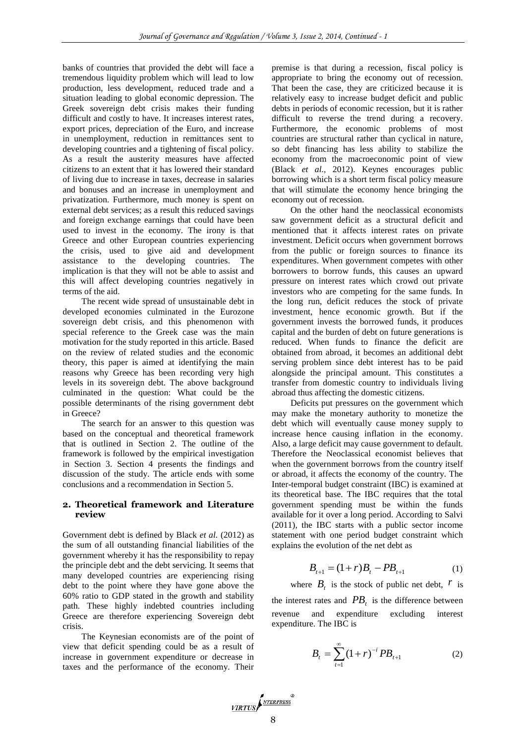banks of countries that provided the debt will face a tremendous liquidity problem which will lead to low production, less development, reduced trade and a situation leading to global economic depression. The Greek sovereign debt crisis makes their funding difficult and costly to have. It increases interest rates, export prices, depreciation of the Euro, and increase in unemployment, reduction in remittances sent to developing countries and a tightening of fiscal policy. As a result the austerity measures have affected citizens to an extent that it has lowered their standard of living due to increase in taxes, decrease in salaries and bonuses and an increase in unemployment and privatization. Furthermore, much money is spent on external debt services; as a result this reduced savings and foreign exchange earnings that could have been used to invest in the economy. The irony is that Greece and other European countries experiencing the crisis, used to give aid and development assistance to the developing countries. The implication is that they will not be able to assist and this will affect developing countries negatively in terms of the aid.

The recent wide spread of unsustainable debt in developed economies culminated in the Eurozone sovereign debt crisis, and this phenomenon with special reference to the Greek case was the main motivation for the study reported in this article. Based on the review of related studies and the economic theory, this paper is aimed at identifying the main reasons why Greece has been recording very high levels in its sovereign debt. The above background culminated in the question: What could be the possible determinants of the rising government debt in Greece?

The search for an answer to this question was based on the conceptual and theoretical framework that is outlined in Section 2. The outline of the framework is followed by the empirical investigation in Section 3. Section 4 presents the findings and discussion of the study. The article ends with some conclusions and a recommendation in Section 5.

## 2. Theoretical framework and Literature review

Government debt is defined by Black *et al.* (2012) as the sum of all outstanding financial liabilities of the government whereby it has the responsibility to repay the principle debt and the debt servicing. It seems that many developed countries are experiencing rising debt to the point where they have gone above the 60% ratio to GDP stated in the growth and stability path. These highly indebted countries including Greece are therefore experiencing Sovereign debt crisis.

The Keynesian economists are of the point of view that deficit spending could be as a result of increase in government expenditure or decrease in taxes and the performance of the economy. Their premise is that during a recession, fiscal policy is appropriate to bring the economy out of recession. That been the case, they are criticized because it is relatively easy to increase budget deficit and public debts in periods of economic recession, but it is rather difficult to reverse the trend during a recovery. Furthermore, the economic problems of most countries are structural rather than cyclical in nature, so debt financing has less ability to stabilize the economy from the macroeconomic point of view (Black *et al.*, 2012). Keynes encourages public borrowing which is a short term fiscal policy measure that will stimulate the economy hence bringing the economy out of recession.

On the other hand the neoclassical economists saw government deficit as a structural deficit and mentioned that it affects interest rates on private investment. Deficit occurs when government borrows from the public or foreign sources to finance its expenditures. When government competes with other borrowers to borrow funds, this causes an upward pressure on interest rates which crowd out private investors who are competing for the same funds. In the long run, deficit reduces the stock of private investment, hence economic growth. But if the government invests the borrowed funds, it produces capital and the burden of debt on future generations is reduced. When funds to finance the deficit are obtained from abroad, it becomes an additional debt serving problem since debt interest has to be paid alongside the principal amount. This constitutes a transfer from domestic country to individuals living abroad thus affecting the domestic citizens.

Deficits put pressures on the government which may make the monetary authority to monetize the debt which will eventually cause money supply to increase hence causing inflation in the economy. Also, a large deficit may cause government to default. Therefore the Neoclassical economist believes that when the government borrows from the country itself or abroad, it affects the economy of the country. The Inter-temporal budget constraint (IBC) is examined at its theoretical base. The IBC requires that the total government spending must be within the funds available for it over a long period. According to Salvi (2011), the IBC starts with a public sector income statement with one period budget constraint which explains the evolution of the net debt as

$$B_{t+1} = (1+r)B_t - PB_{t+1} \tag{1}$$

where $B_t$ is the stock of public net debt, $r$ is the interest rates and $PB_t$ is the difference between revenue and expenditure excluding interest expenditure. The IBC is

$$B_t = \sum_{t=1}^{\infty}(1+r)^{-i} PB_{t+1} \tag{2}$$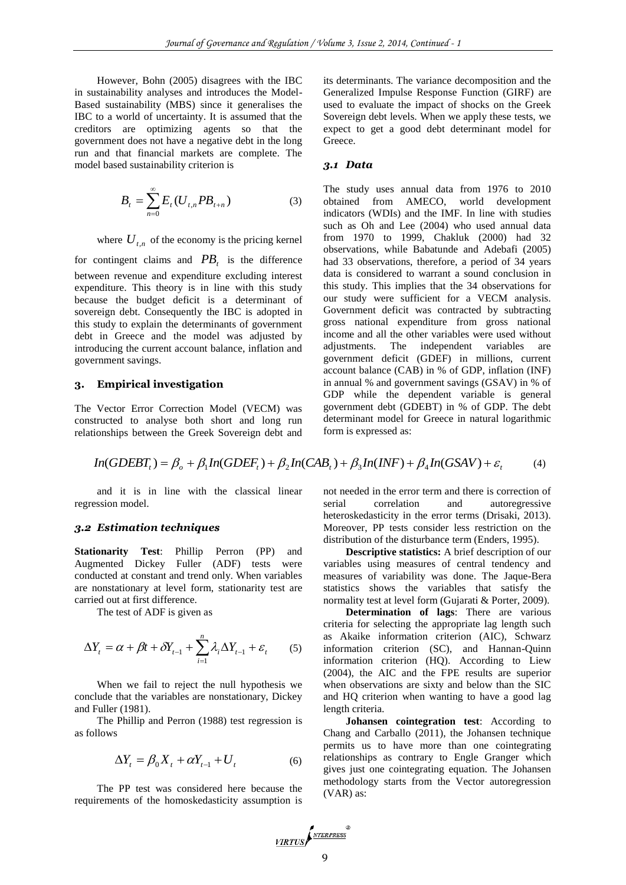However, Bohn (2005) disagrees with the IBC in sustainability analyses and introduces the Model-Based sustainability (MBS) since it generalises the IBC to a world of uncertainty. It is assumed that the creditors are optimizing agents so that the government does not have a negative debt in the long run and that financial markets are complete. The model based sustainability criterion is

$$B_t = \sum_{n=0}^{\infty} E_t(U_{t,n} PB_{t+n}) \tag{3}$$

where $U_{t,n}$ of the economy is the pricing kernel for contingent claims and $PB_t$ is the difference between revenue and expenditure excluding interest expenditure. This theory is in line with this study because the budget deficit is a determinant of sovereign debt. Consequently the IBC is adopted in this study to explain the determinants of government debt in Greece and the model was adjusted by introducing the current account balance, inflation and government savings.

## 3. Empirical investigation

The Vector Error Correction Model (VECM) was constructed to analyse both short and long run relationships between the Greek Sovereign debt and its determinants. The variance decomposition and the Generalized Impulse Response Function (GIRF) are used to evaluate the impact of shocks on the Greek Sovereign debt levels. When we apply these tests, we expect to get a good debt determinant model for Greece.

### 3.1 Data

The study uses annual data from 1976 to 2010 obtained from AMECO, world development indicators (WDIs) and the IMF. In line with studies such as Oh and Lee (2004) who used annual data from 1970 to 1999, Chakluk (2000) had 32 observations, while Babatunde and Adebafi (2005) had 33 observations, therefore, a period of 34 years data is considered to warrant a sound conclusion in this study. This implies that the 34 observations for our study were sufficient for a VECM analysis. Government deficit was contracted by subtracting gross national expenditure from gross national income and all the other variables were used without adjustments. The independent variables are government deficit (GDEF) in millions, current account balance (CAB) in % of GDP, inflation (INF) in annual % and government savings (GSAV) in % of GDP while the dependent variable is general government debt (GDEBT) in % of GDP. The debt determinant model for Greece in natural logarithmic form is expressed as:

$$In(GDEBT_t) = \beta_o + \beta_1 In(GDEF_t) + \beta_2 In(CAB_t) + \beta_3 In(INF) + \beta_4 In(GSAV) + \varepsilon_t \tag{4}$$

and it is in line with the classical linear regression model.

### 3.2 Estimation techniques

**Stationarity Test**: Phillip Perron (PP) and Augmented Dickey Fuller (ADF) tests were conducted at constant and trend only. When variables are nonstationary at level form, stationarity test are carried out at first difference.

The test of ADF is given as

$$\Delta Y_t = \alpha + \beta t + \delta Y_{t-1} + \sum_{i=1}^{n} \lambda_i \Delta Y_{t-1} + \varepsilon_t \tag{5}$$

When we fail to reject the null hypothesis we conclude that the variables are nonstationary, Dickey and Fuller (1981).

The Phillip and Perron (1988) test regression is as follows

$$\Delta Y_t = \beta_0 X_t + \alpha Y_{t-1} + U_t \tag{6}$$

The PP test was considered here because the requirements of the homoskedasticity assumption is not needed in the error term and there is correction of serial correlation and autoregressive heteroskedasticity in the error terms (Drisaki, 2013). Moreover, PP tests consider less restriction on the distribution of the disturbance term (Enders, 1995).

**Descriptive statistics:** A brief description of our variables using measures of central tendency and measures of variability was done. The Jaque-Bera statistics shows the variables that satisfy the normality test at level form (Gujarati & Porter, 2009).

**Determination of lags**: There are various criteria for selecting the appropriate lag length such as Akaike information criterion (AIC), Schwarz information criterion (SC), and Hannan-Quinn information criterion (HQ). According to Liew (2004), the AIC and the FPE results are superior when observations are sixty and below than the SIC and HQ criterion when wanting to have a good lag length criteria.

**Johansen cointegration test**: According to Chang and Carballo (2011), the Johansen technique permits us to have more than one cointegrating relationships as contrary to Engle Granger which gives just one cointegrating equation. The Johansen methodology starts from the Vector autoregression (VAR) as: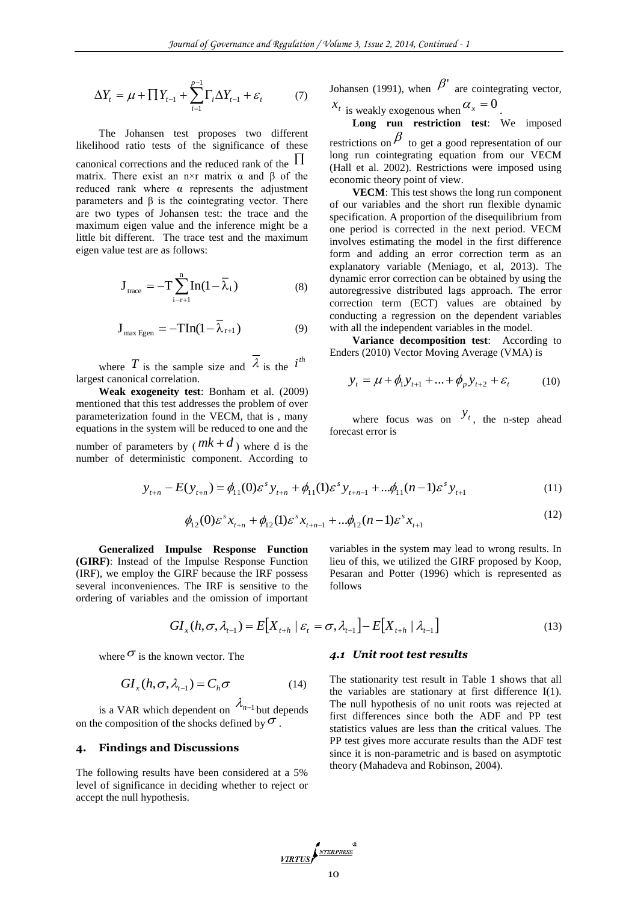$$\Delta Y_t = \mu + \prod Y_{t-1} + \sum_{i=1}^{p-1} \Gamma_i \Delta Y_{t-1} + \varepsilon_t \qquad (7)$$

The Johansen test proposes two different likelihood ratio tests of the significance of these canonical corrections and the reduced rank of the $\prod$ matrix. There exist an n×r matrix α and β of the reduced rank where α represents the adjustment parameters and β is the cointegrating vector. There are two types of Johansen test: the trace and the maximum eigen value and the inference might be a little bit different. The trace test and the maximum eigen value test are as follows:

$$\mathrm{J}_{\mathrm{trace}} = -\mathrm{T}\sum_{\mathrm{i-r+1}}^{\mathrm{n}} \mathrm{In}(1-\bar{\lambda}_{\mathrm{i}}) \qquad (8)$$

$$\mathrm{J}_{\max \mathrm{Egen}} = -\mathrm{T}\mathrm{In}(1-\bar{\lambda}_{\mathrm{r+1}}) \qquad (9)$$

where $T$ is the sample size and $\bar{\lambda}$ is the $i^{th}$ largest canonical correlation.

**Weak exogeneity test**: Bonham et al. (2009) mentioned that this test addresses the problem of over parameterization found in the VECM, that is , many equations in the system will be reduced to one and the number of parameters by ($mk + d$) where d is the number of deterministic component. According to Johansen (1991), when $\beta'$ are cointegrating vector, $x_t$ is weakly exogenous when $\alpha_x = 0$.

**Long run restriction test**: We imposed restrictions on $\beta$ to get a good representation of our long run cointegrating equation from our VECM (Hall et al. 2002). Restrictions were imposed using economic theory point of view.

**VECM**: This test shows the long run component of our variables and the short run flexible dynamic specification. A proportion of the disequilibrium from one period is corrected in the next period. VECM involves estimating the model in the first difference form and adding an error correction term as an explanatory variable (Meniago, et al, 2013). The dynamic error correction can be obtained by using the autoregressive distributed lags approach. The error correction term (ECT) values are obtained by conducting a regression on the dependent variables with all the independent variables in the model.

**Variance decomposition test**: According to Enders (2010) Vector Moving Average (VMA) is

$$y_t = \mu + \phi_1 y_{t+1} + \ldots + \phi_p y_{t+2} + \varepsilon_t \qquad (10)$$

where focus was on $y_t$, the n-step ahead forecast error is

$$y_{t+n} - E(y_{t+n}) = \phi_{11}(0)\varepsilon^s y_{t+n} + \phi_{11}(1)\varepsilon^s y_{t+n-1} + \ldots \phi_{11}(n-1)\varepsilon^s y_{t+1} \qquad (11)$$

$$\phi_{12}(0)\varepsilon^s x_{t+n} + \phi_{12}(1)\varepsilon^s x_{t+n-1} + \ldots \phi_{12}(n-1)\varepsilon^s x_{t+1} \qquad (12)$$

**Generalized Impulse Response Function (GIRF)**: Instead of the Impulse Response Function (IRF), we employ the GIRF because the IRF possess several inconveniences. The IRF is sensitive to the ordering of variables and the omission of important variables in the system may lead to wrong results. In lieu of this, we utilized the GIRF proposed by Koop, Pesaran and Potter (1996) which is represented as follows

$$GI_x(h, \sigma, \lambda_{t-1}) = E\left[X_{t+h} \mid \varepsilon_t = \sigma, \lambda_{t-1}\right] - E\left[X_{t+h} \mid \lambda_{t-1}\right] \qquad (13)$$

where $\sigma$ is the known vector. The

$$GI_x(h, \sigma, \lambda_{t-1}) = C_h \sigma \qquad (14)$$

is a VAR which dependent on $\lambda_{n-1}$ but depends on the composition of the shocks defined by $\sigma$.

## 4. Findings and Discussions

The following results have been considered at a 5% level of significance in deciding whether to reject or accept the null hypothesis.

### *4.1 Unit root test results*

The stationarity test result in Table 1 shows that all the variables are stationary at first difference I(1). The null hypothesis of no unit roots was rejected at first differences since both the ADF and PP test statistics values are less than the critical values. The PP test gives more accurate results than the ADF test since it is non-parametric and is based on asymptotic theory (Mahadeva and Robinson, 2004).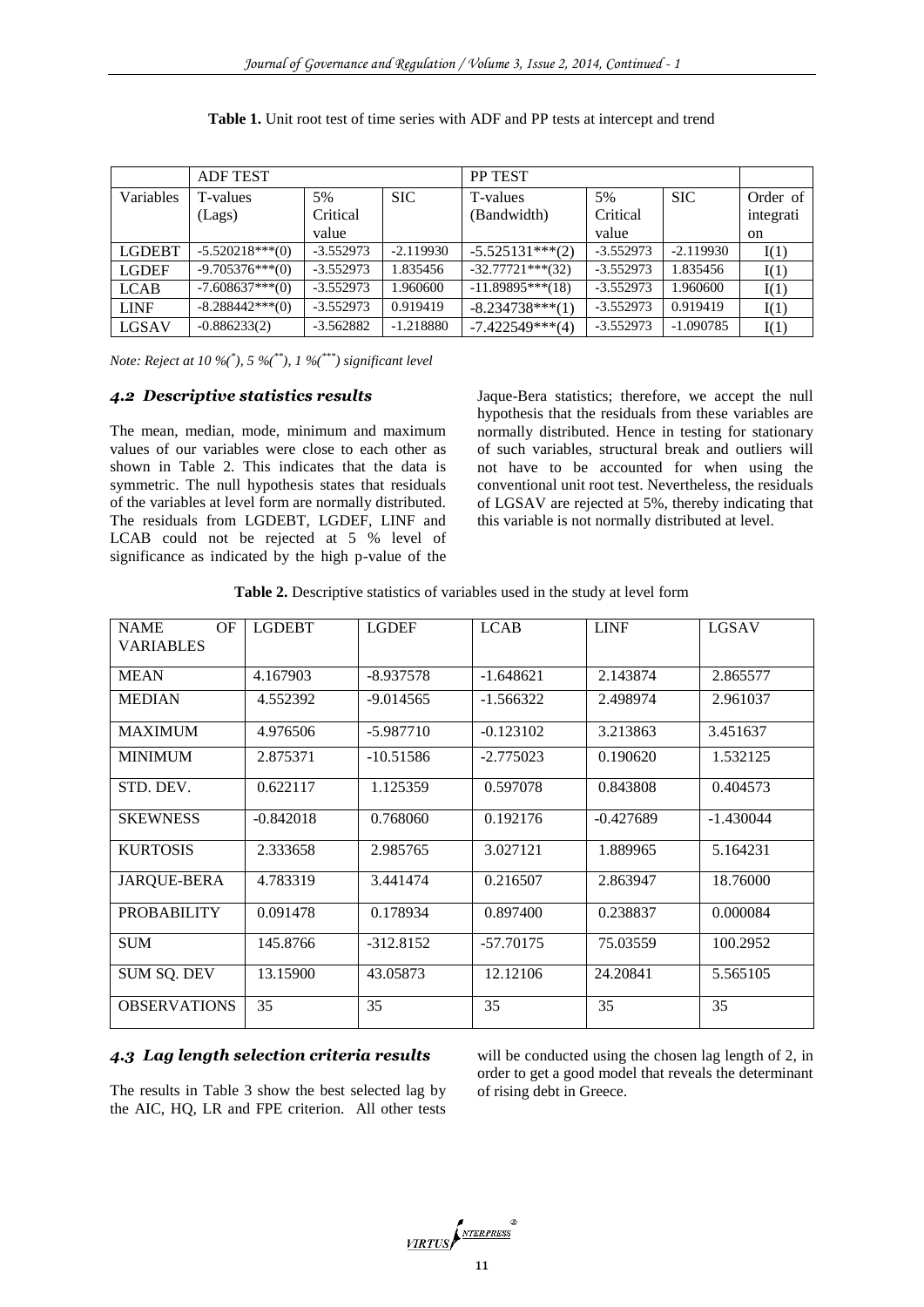**Table 1.** Unit root test of time series with ADF and PP tests at intercept and trend

| | ADF TEST | | | PP TEST | | | |
|---|---|---|---|---|---|---|---|
| Variables | T-values (Lags) | 5% Critical value | SIC | T-values (Bandwidth) | 5% Critical value | SIC | Order of integration |
| LGDEBT | -5.520218***(0) | -3.552973 | -2.119930 | -5.525131***(2) | -3.552973 | -2.119930 | I(1) |
| LGDEF | -9.705376***(0) | -3.552973 | 1.835456 | -32.77721***(32) | -3.552973 | 1.835456 | I(1) |
| LCAB | -7.608637***(0) | -3.552973 | 1.960600 | -11.89895***(18) | -3.552973 | 1.960600 | I(1) |
| LINF | -8.288442***(0) | -3.552973 | 0.919419 | -8.234738***(1) | -3.552973 | 0.919419 | I(1) |
| LGSAV | -0.886233(2) | -3.562882 | -1.218880 | -7.422549***(4) | -3.552973 | -1.090785 | I(1) |

*Note: Reject at 10 %(\*), 5 %(\*\*), 1 %(\*\*\*) significant level*

### *4.2 Descriptive statistics results*

The mean, median, mode, minimum and maximum values of our variables were close to each other as shown in Table 2. This indicates that the data is symmetric. The null hypothesis states that residuals of the variables at level form are normally distributed. The residuals from LGDEBT, LGDEF, LINF and LCAB could not be rejected at 5 % level of significance as indicated by the high p-value of the Jaque-Bera statistics; therefore, we accept the null hypothesis that the residuals from these variables are normally distributed. Hence in testing for stationary of such variables, structural break and outliers will not have to be accounted for when using the conventional unit root test. Nevertheless, the residuals of LGSAV are rejected at 5%, thereby indicating that this variable is not normally distributed at level.

**Table 2.** Descriptive statistics of variables used in the study at level form

| NAME OF VARIABLES | LGDEBT | LGDEF | LCAB | LINF | LGSAV |
|---|---|---|---|---|---|
| MEAN | 4.167903 | -8.937578 | -1.648621 | 2.143874 | 2.865577 |
| MEDIAN | 4.552392 | -9.014565 | -1.566322 | 2.498974 | 2.961037 |
| MAXIMUM | 4.976506 | -5.987710 | -0.123102 | 3.213863 | 3.451637 |
| MINIMUM | 2.875371 | -10.51586 | -2.775023 | 0.190620 | 1.532125 |
| STD. DEV. | 0.622117 | 1.125359 | 0.597078 | 0.843808 | 0.404573 |
| SKEWNESS | -0.842018 | 0.768060 | 0.192176 | -0.427689 | -1.430044 |
| KURTOSIS | 2.333658 | 2.985765 | 3.027121 | 1.889965 | 5.164231 |
| JARQUE-BERA | 4.783319 | 3.441474 | 0.216507 | 2.863947 | 18.76000 |
| PROBABILITY | 0.091478 | 0.178934 | 0.897400 | 0.238837 | 0.000084 |
| SUM | 145.8766 | -312.8152 | -57.70175 | 75.03559 | 100.2952 |
| SUM SQ. DEV | 13.15900 | 43.05873 | 12.12106 | 24.20841 | 5.565105 |
| OBSERVATIONS | 35 | 35 | 35 | 35 | 35 |

### *4.3 Lag length selection criteria results*

The results in Table 3 show the best selected lag by the AIC, HQ, LR and FPE criterion. All other tests will be conducted using the chosen lag length of 2, in order to get a good model that reveals the determinant of rising debt in Greece.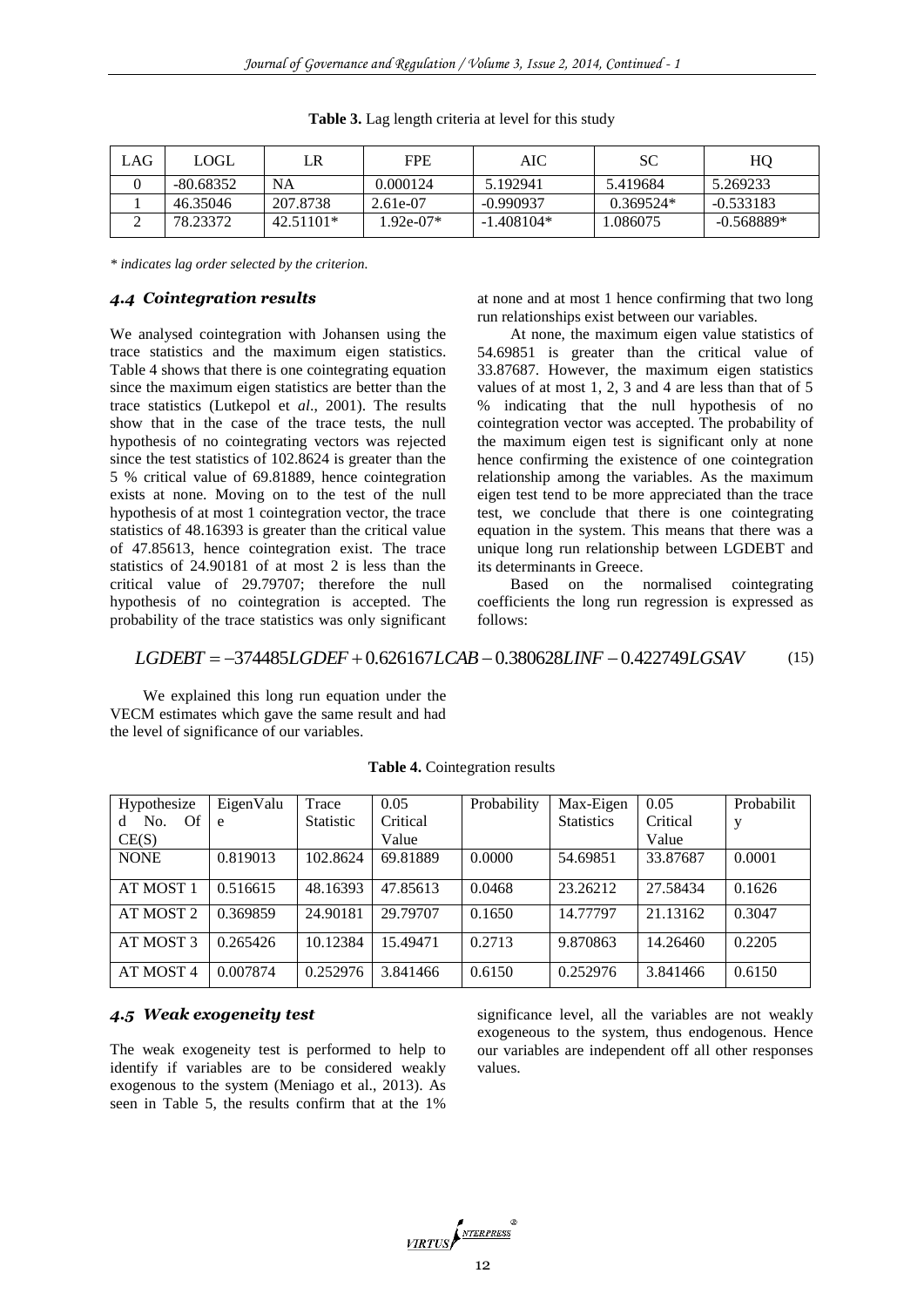**Table 3.** Lag length criteria at level for this study

| LAG | LOGL | LR | FPE | AIC | SC | HQ |
|---|---|---|---|---|---|---|
| 0 | -80.68352 | NA | 0.000124 | 5.192941 | 5.419684 | 5.269233 |
| 1 | 46.35046 | 207.8738 | 2.61e-07 | -0.990937 | 0.369524* | -0.533183 |
| 2 | 78.23372 | 42.51101* | 1.92e-07* | -1.408104* | 1.086075 | -0.568889* |

*\* indicates lag order selected by the criterion.*

### *4.4 Cointegration results*

We analysed cointegration with Johansen using the trace statistics and the maximum eigen statistics. Table 4 shows that there is one cointegrating equation since the maximum eigen statistics are better than the trace statistics (Lutkepol et *al*., 2001). The results show that in the case of the trace tests, the null hypothesis of no cointegrating vectors was rejected since the test statistics of 102.8624 is greater than the 5 % critical value of 69.81889, hence cointegration exists at none. Moving on to the test of the null hypothesis of at most 1 cointegration vector, the trace statistics of 48.16393 is greater than the critical value of 47.85613, hence cointegration exist. The trace statistics of 24.90181 of at most 2 is less than the critical value of 29.79707; therefore the null hypothesis of no cointegration is accepted. The probability of the trace statistics was only significant at none and at most 1 hence confirming that two long run relationships exist between our variables.

At none, the maximum eigen value statistics of 54.69851 is greater than the critical value of 33.87687. However, the maximum eigen statistics values of at most 1, 2, 3 and 4 are less than that of 5 % indicating that the null hypothesis of no cointegration vector was accepted. The probability of the maximum eigen test is significant only at none hence confirming the existence of one cointegration relationship among the variables. As the maximum eigen test tend to be more appreciated than the trace test, we conclude that there is one cointegrating equation in the system. This means that there was a unique long run relationship between LGDEBT and its determinants in Greece.

Based on the normalised cointegrating coefficients the long run regression is expressed as follows:

$$LGDEBT = -374485LGDEF + 0.626167LCAB - 0.380628LINF - 0.422749LGSAV \tag{15}$$

We explained this long run equation under the VECM estimates which gave the same result and had the level of significance of our variables.

**Table 4.** Cointegration results

| Hypothesized No. Of CE(S) | EigenValue | Trace Statistic | 0.05 Critical Value | Probability | Max-Eigen Statistics | 0.05 Critical Value | Probability |
|---|---|---|---|---|---|---|---|
| NONE | 0.819013 | 102.8624 | 69.81889 | 0.0000 | 54.69851 | 33.87687 | 0.0001 |
| AT MOST 1 | 0.516615 | 48.16393 | 47.85613 | 0.0468 | 23.26212 | 27.58434 | 0.1626 |
| AT MOST 2 | 0.369859 | 24.90181 | 29.79707 | 0.1650 | 14.77797 | 21.13162 | 0.3047 |
| AT MOST 3 | 0.265426 | 10.12384 | 15.49471 | 0.2713 | 9.870863 | 14.26460 | 0.2205 |
| AT MOST 4 | 0.007874 | 0.252976 | 3.841466 | 0.6150 | 0.252976 | 3.841466 | 0.6150 |

### *4.5 Weak exogeneity test*

The weak exogeneity test is performed to help to identify if variables are to be considered weakly exogenous to the system (Meniago et al., 2013). As seen in Table 5, the results confirm that at the 1% significance level, all the variables are not weakly exogeneous to the system, thus endogenous. Hence our variables are independent off all other responses values.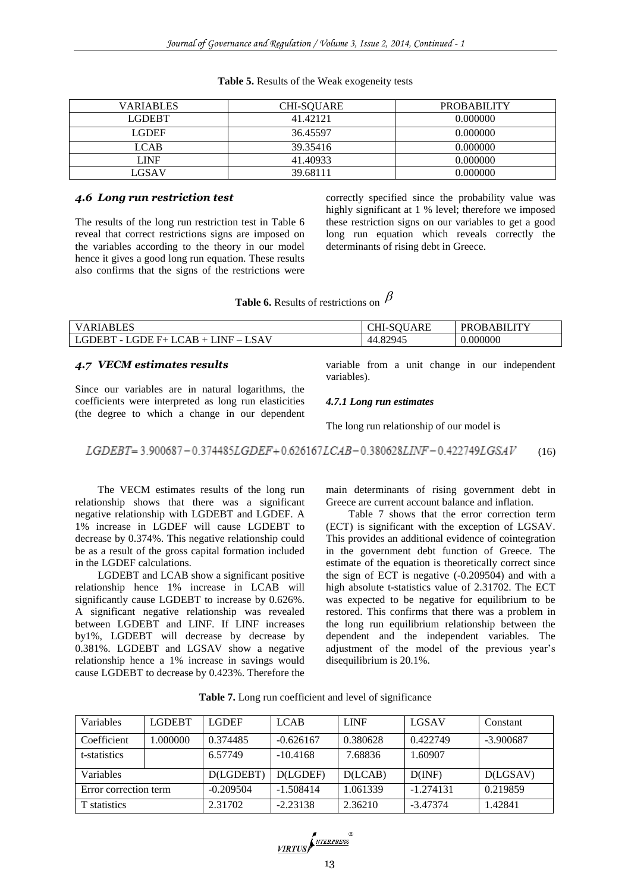**Table 5.** Results of the Weak exogeneity tests

| VARIABLES | CHI-SQUARE | PROBABILITY |
|---|---|---|
| LGDEBT | 41.42121 | 0.000000 |
| LGDEF | 36.45597 | 0.000000 |
| LCAB | 39.35416 | 0.000000 |
| LINF | 41.40933 | 0.000000 |
| LGSAV | 39.68111 | 0.000000 |

### *4.6 Long run restriction test*

The results of the long run restriction test in Table 6 reveal that correct restrictions signs are imposed on the variables according to the theory in our model hence it gives a good long run equation. These results also confirms that the signs of the restrictions were correctly specified since the probability value was highly significant at 1 % level; therefore we imposed these restriction signs on our variables to get a good long run equation which reveals correctly the determinants of rising debt in Greece.

**Table 6.** Results of restrictions on $\beta$

| VARIABLES | CHI-SQUARE | PROBABILITY |
|---|---|---|
| LGDEBT - LGDE F+ LCAB + LINF – LSAV | 44.82945 | 0.000000 |

### *4.7 VECM estimates results*

Since our variables are in natural logarithms, the coefficients were interpreted as long run elasticities (the degree to which a change in our dependent variable from a unit change in our independent variables).

#### *4.7.1 Long run estimates*

The long run relationship of our model is

$$LGDEBT = 3.900687 - 0.374485LGDEF + 0.626167LCAB - 0.380628LINF - 0.422749LGSAV \quad (16)$$

The VECM estimates results of the long run relationship shows that there was a significant negative relationship with LGDEBT and LGDEF. A 1% increase in LGDEF will cause LGDEBT to decrease by 0.374%. This negative relationship could be as a result of the gross capital formation included in the LGDEF calculations.

LGDEBT and LCAB show a significant positive relationship hence 1% increase in LCAB will significantly cause LGDEBT to increase by 0.626%. A significant negative relationship was revealed between LGDEBT and LINF. If LINF increases by1%, LGDEBT will decrease by decrease by 0.381%. LGDEBT and LGSAV show a negative relationship hence a 1% increase in savings would cause LGDEBT to decrease by 0.423%. Therefore the main determinants of rising government debt in Greece are current account balance and inflation.

Table 7 shows that the error correction term (ECT) is significant with the exception of LGSAV. This provides an additional evidence of cointegration in the government debt function of Greece. The estimate of the equation is theoretically correct since the sign of ECT is negative (-0.209504) and with a high absolute t-statistics value of 2.31702. The ECT was expected to be negative for equilibrium to be restored. This confirms that there was a problem in the long run equilibrium relationship between the dependent and the independent variables. The adjustment of the model of the previous year's disequilibrium is 20.1%.

**Table 7.** Long run coefficient and level of significance

| Variables | LGDEBT | LGDEF | LCAB | LINF | LGSAV | Constant |
|---|---|---|---|---|---|---|
| Coefficient | 1.000000 | 0.374485 | -0.626167 | 0.380628 | 0.422749 | -3.900687 |
| t-statistics | | 6.57749 | -10.4168 | 7.68836 | 1.60907 | |
| Variables | | D(LGDEBT) | D(LGDEF) | D(LCAB) | D(INF) | D(LGSAV) |
| Error correction term | | -0.209504 | -1.508414 | 1.061339 | -1.274131 | 0.219859 |
| T statistics | | 2.31702 | -2.23138 | 2.36210 | -3.47374 | 1.42841 |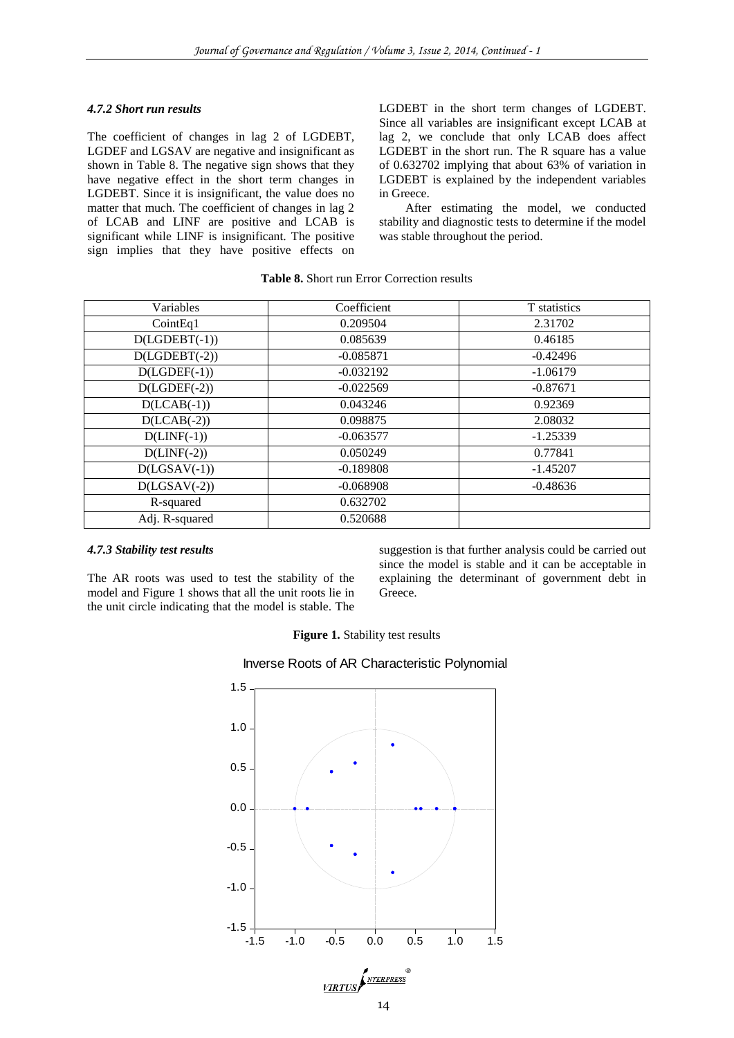#### *4.7.2 Short run results*

The coefficient of changes in lag 2 of LGDEBT, LGDEF and LGSAV are negative and insignificant as shown in Table 8. The negative sign shows that they have negative effect in the short term changes in LGDEBT. Since it is insignificant, the value does no matter that much. The coefficient of changes in lag 2 of LCAB and LINF are positive and LCAB is significant while LINF is insignificant. The positive sign implies that they have positive effects on LGDEBT in the short term changes of LGDEBT. Since all variables are insignificant except LCAB at lag 2, we conclude that only LCAB does affect LGDEBT in the short run. The R square has a value of 0.632702 implying that about 63% of variation in LGDEBT is explained by the independent variables in Greece.

After estimating the model, we conducted stability and diagnostic tests to determine if the model was stable throughout the period.

**Table 8.** Short run Error Correction results

| Variables | Coefficient | T statistics |
|---|---|---|
| CointEq1 | 0.209504 | 2.31702 |
| D(LGDEBT(-1)) | 0.085639 | 0.46185 |
| D(LGDEBT(-2)) | -0.085871 | -0.42496 |
| D(LGDEF(-1)) | -0.032192 | -1.06179 |
| D(LGDEF(-2)) | -0.022569 | -0.87671 |
| D(LCAB(-1)) | 0.043246 | 0.92369 |
| D(LCAB(-2)) | 0.098875 | 2.08032 |
| D(LINF(-1)) | -0.063577 | -1.25339 |
| D(LINF(-2)) | 0.050249 | 0.77841 |
| D(LGSAV(-1)) | -0.189808 | -1.45207 |
| D(LGSAV(-2)) | -0.068908 | -0.48636 |
| R-squared | 0.632702 | |
| Adj. R-squared | 0.520688 | |

#### *4.7.3 Stability test results*

The AR roots was used to test the stability of the model and Figure 1 shows that all the unit roots lie in the unit circle indicating that the model is stable. The suggestion is that further analysis could be carried out since the model is stable and it can be acceptable in explaining the determinant of government debt in Greece.

**Figure 1.** Stability test results

Inverse Roots of AR Characteristic Polynomial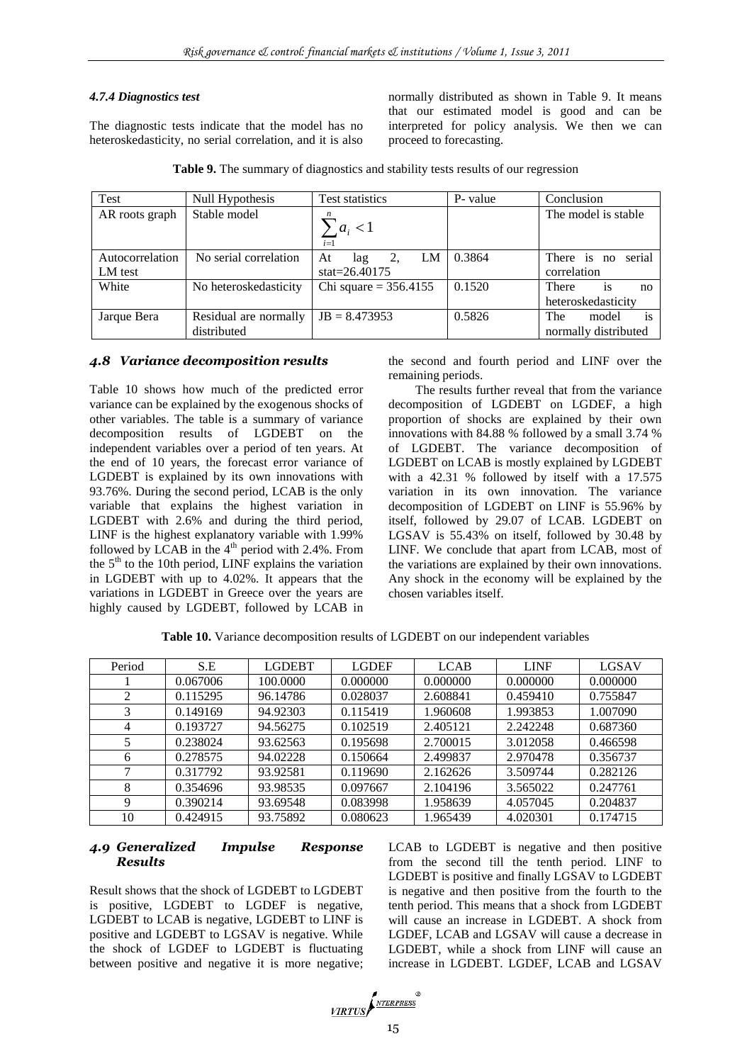#### 4.7.4 Diagnostics test

The diagnostic tests indicate that the model has no heteroskedasticity, no serial correlation, and it is also normally distributed as shown in Table 9. It means that our estimated model is good and can be interpreted for policy analysis. We then we can proceed to forecasting.

**Table 9.** The summary of diagnostics and stability tests results of our regression

| Test | Null Hypothesis | Test statistics | P- value | Conclusion |
|---|---|---|---|---|
| AR roots graph | Stable model | $\sum_{i=1}^{n} a_i < 1$ | | The model is stable |
| Autocorrelation LM test | No serial correlation | At lag 2, LM stat=26.40175 | 0.3864 | There is no serial correlation |
| White | No heteroskedasticity | Chi square = 356.4155 | 0.1520 | There is no heteroskedasticity |
| Jarque Bera | Residual are normally distributed | JB = 8.473953 | 0.5826 | The model is normally distributed |

### 4.8 Variance decomposition results

Table 10 shows how much of the predicted error variance can be explained by the exogenous shocks of other variables. The table is a summary of variance decomposition results of LGDEBT on the independent variables over a period of ten years. At the end of 10 years, the forecast error variance of LGDEBT is explained by its own innovations with 93.76%. During the second period, LCAB is the only variable that explains the highest variation in LGDEBT with 2.6% and during the third period, LINF is the highest explanatory variable with 1.99% followed by LCAB in the 4th period with 2.4%. From the 5th to the 10th period, LINF explains the variation in LGDEBT with up to 4.02%. It appears that the variations in LGDEBT in Greece over the years are highly caused by LGDEBT, followed by LCAB in the second and fourth period and LINF over the remaining periods.

The results further reveal that from the variance decomposition of LGDEBT on LGDEF, a high proportion of shocks are explained by their own innovations with 84.88 % followed by a small 3.74 % of LGDEBT. The variance decomposition of LGDEBT on LCAB is mostly explained by LGDEBT with a 42.31 % followed by itself with a 17.575 variation in its own innovation. The variance decomposition of LGDEBT on LINF is 55.96% by itself, followed by 29.07 of LCAB. LGDEBT on LGSAV is 55.43% on itself, followed by 30.48 by LINF. We conclude that apart from LCAB, most of the variations are explained by their own innovations. Any shock in the economy will be explained by the chosen variables itself.

**Table 10.** Variance decomposition results of LGDEBT on our independent variables

| Period | S.E | LGDEBT | LGDEF | LCAB | LINF | LGSAV |
|---|---|---|---|---|---|---|
| 1 | 0.067006 | 100.0000 | 0.000000 | 0.000000 | 0.000000 | 0.000000 |
| 2 | 0.115295 | 96.14786 | 0.028037 | 2.608841 | 0.459410 | 0.755847 |
| 3 | 0.149169 | 94.92303 | 0.115419 | 1.960608 | 1.993853 | 1.007090 |
| 4 | 0.193727 | 94.56275 | 0.102519 | 2.405121 | 2.242248 | 0.687360 |
| 5 | 0.238024 | 93.62563 | 0.195698 | 2.700015 | 3.012058 | 0.466598 |
| 6 | 0.278575 | 94.02228 | 0.150664 | 2.499837 | 2.970478 | 0.356737 |
| 7 | 0.317792 | 93.92581 | 0.119690 | 2.162626 | 3.509744 | 0.282126 |
| 8 | 0.354696 | 93.98535 | 0.097667 | 2.104196 | 3.565022 | 0.247761 |
| 9 | 0.390214 | 93.69548 | 0.083998 | 1.958639 | 4.057045 | 0.204837 |
| 10 | 0.424915 | 93.75892 | 0.080623 | 1.965439 | 4.020301 | 0.174715 |

### 4.9 Generalized Impulse Response Results

Result shows that the shock of LGDEBT to LGDEBT is positive, LGDEBT to LGDEF is negative, LGDEBT to LCAB is negative, LGDEBT to LINF is positive and LGDEBT to LGSAV is negative. While the shock of LGDEF to LGDEBT is fluctuating between positive and negative it is more negative; LCAB to LGDEBT is negative and then positive from the second till the tenth period. LINF to LGDEBT is positive and finally LGSAV to LGDEBT is negative and then positive from the fourth to the tenth period. This means that a shock from LGDEBT will cause an increase in LGDEBT. A shock from LGDEF, LCAB and LGSAV will cause a decrease in LGDEBT, while a shock from LINF will cause an increase in LGDEBT. LGDEF, LCAB and LGSAV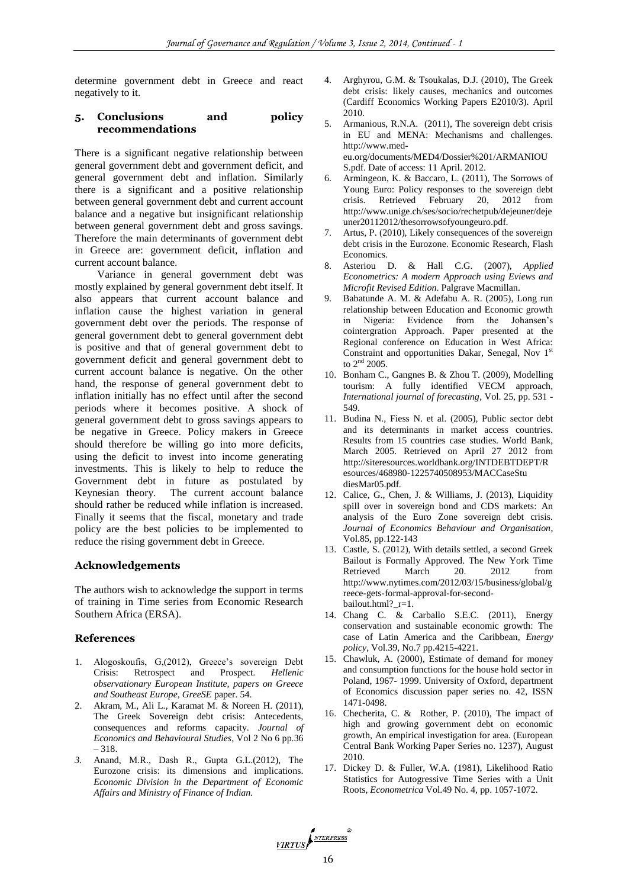determine government debt in Greece and react negatively to it.

## 5. Conclusions and policy recommendations

There is a significant negative relationship between general government debt and government deficit, and general government debt and inflation. Similarly there is a significant and a positive relationship between general government debt and current account balance and a negative but insignificant relationship between general government debt and gross savings. Therefore the main determinants of government debt in Greece are: government deficit, inflation and current account balance.

Variance in general government debt was mostly explained by general government debt itself. It also appears that current account balance and inflation cause the highest variation in general government debt over the periods. The response of general government debt to general government debt is positive and that of general government debt to government deficit and general government debt to current account balance is negative. On the other hand, the response of general government debt to inflation initially has no effect until after the second periods where it becomes positive. A shock of general government debt to gross savings appears to be negative in Greece. Policy makers in Greece should therefore be willing go into more deficits, using the deficit to invest into income generating investments. This is likely to help to reduce the Government debt in future as postulated by Keynesian theory. The current account balance should rather be reduced while inflation is increased. Finally it seems that the fiscal, monetary and trade policy are the best policies to be implemented to reduce the rising government debt in Greece.

## Acknowledgements

The authors wish to acknowledge the support in terms of training in Time series from Economic Research Southern Africa (ERSA).

## References

1. Alogoskoufis, G,(2012), Greece's sovereign Debt Crisis: Retrospect and Prospect. *Hellenic observationary European Institute, papers on Greece and Southeast Europe, GreeSE* paper. 54.
2. Akram, M., Ali L., Karamat M. & Noreen H. (2011), The Greek Sovereign debt crisis: Antecedents, consequences and reforms capacity. *Journal of Economics and Behavioural Studies*, Vol 2 No 6 pp.36 – 318.
3. Anand, M.R., Dash R., Gupta G.L.(2012), The Eurozone crisis: its dimensions and implications. *Economic Division in the Department of Economic Affairs and Ministry of Finance of Indian.*
4. Arghyrou, G.M. & Tsoukalas, D.J. (2010), The Greek debt crisis: likely causes, mechanics and outcomes (Cardiff Economics Working Papers E2010/3). April 2010.
5. Armanious, R.N.A. (2011), The sovereign debt crisis in EU and MENA: Mechanisms and challenges. http://www.med-eu.org/documents/MED4/Dossier%201/ARMANIOUS.pdf. Date of access: 11 April. 2012.
6. Armingeon, K. & Baccaro, L. (2011), The Sorrows of Young Euro: Policy responses to the sovereign debt crisis. Retrieved February 20, 2012 from http://www.unige.ch/ses/socio/rechetpub/dejeuner/dejeuner20112012/thesorrowsofyoungeuro.pdf.
7. Artus, P. (2010), Likely consequences of the sovereign debt crisis in the Eurozone. Economic Research, Flash Economics.
8. Asteriou D. & Hall C.G. (2007), *Applied Econometrics: A modern Approach using Eviews and Microfit Revised Edition*. Palgrave Macmillan.
9. Babatunde A. M. & Adefabu A. R. (2005), Long run relationship between Education and Economic growth in Nigeria: Evidence from the Johansen's cointergration Approach. Paper presented at the Regional conference on Education in West Africa: Constraint and opportunities Dakar, Senegal, Nov 1st to 2nd 2005.
10. Bonham C., Gangnes B. & Zhou T. (2009), Modelling tourism: A fully identified VECM approach, *International journal of forecasting*, Vol. 25, pp. 531 - 549.
11. Budina N., Fiess N. et al. (2005), Public sector debt and its determinants in market access countries. Results from 15 countries case studies. World Bank, March 2005. Retrieved on April 27 2012 from http://siteresources.worldbank.org/INTDEBTDEPT/Resources/468980-1225740508953/MACCaseStudiesMar05.pdf.
12. Calice, G., Chen, J. & Williams, J. (2013), Liquidity spill over in sovereign bond and CDS markets: An analysis of the Euro Zone sovereign debt crisis. *Journal of Economics Behaviour and Organisation*, Vol.85, pp.122-143
13. Castle, S. (2012), With details settled, a second Greek Bailout is Formally Approved. The New York Time Retrieved March 20. 2012 from http://www.nytimes.com/2012/03/15/business/global/greece-gets-formal-approval-for-second-bailout.html?_r=1.
14. Chang C. & Carballo S.E.C. (2011), Energy conservation and sustainable economic growth: The case of Latin America and the Caribbean, *Energy policy*, Vol.39, No.7 pp.4215-4221.
15. Chawluk, A. (2000), Estimate of demand for money and consumption functions for the house hold sector in Poland, 1967- 1999. University of Oxford, department of Economics discussion paper series no. 42, ISSN 1471-0498.
16. Checherita, C. & Rother, P. (2010), The impact of high and growing government debt on economic growth, An empirical investigation for area. (European Central Bank Working Paper Series no. 1237), August 2010.
17. Dickey D. & Fuller, W.A. (1981), Likelihood Ratio Statistics for Autogressive Time Series with a Unit Roots, *Econometrica* Vol.49 No. 4, pp. 1057-1072.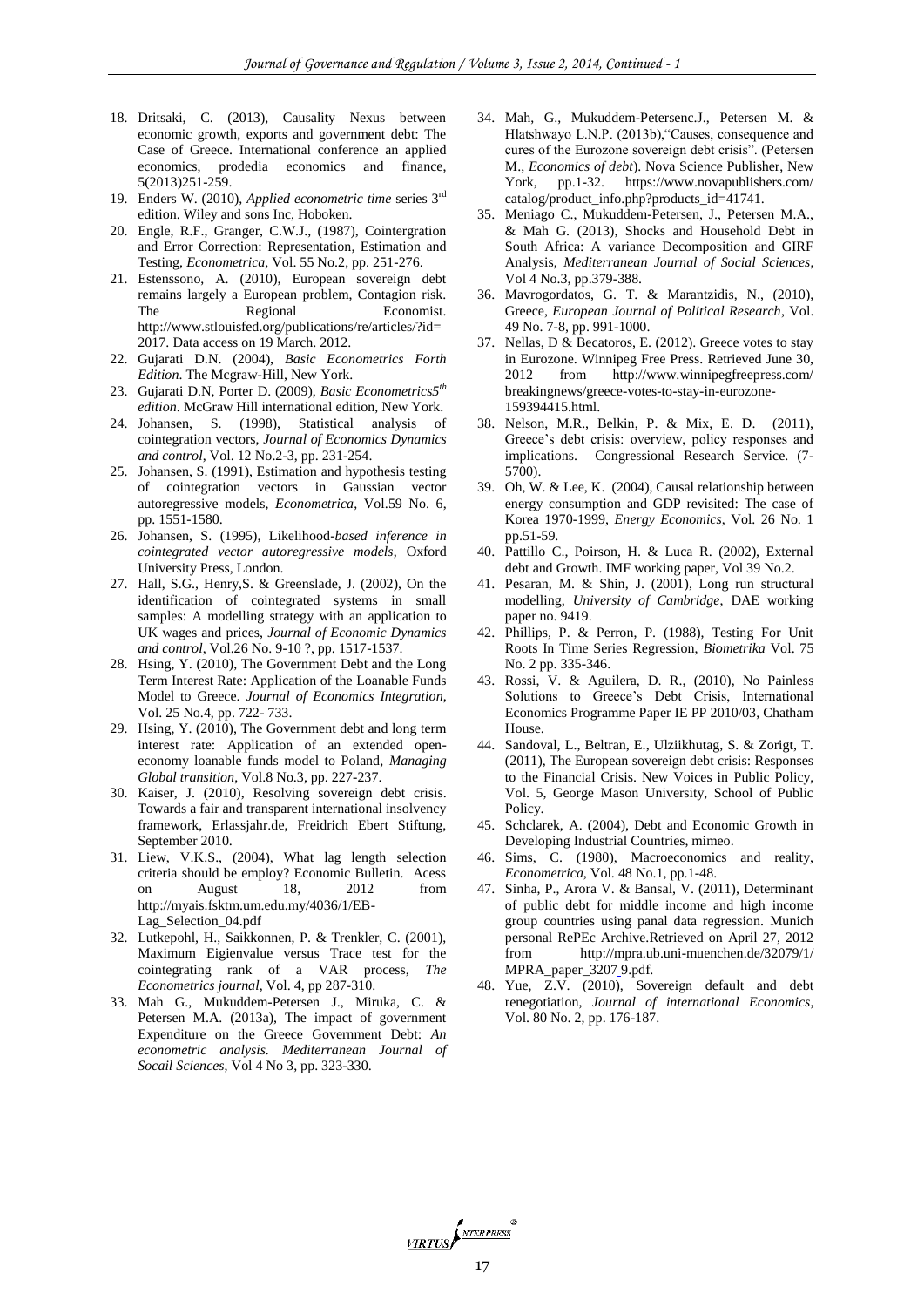18. Dritsaki, C. (2013), Causality Nexus between economic growth, exports and government debt: The Case of Greece. International conference an applied economics, prodedia economics and finance, 5(2013)251-259.
19. Enders W. (2010), *Applied econometric time* series 3rd edition. Wiley and sons Inc, Hoboken.
20. Engle, R.F., Granger, C.W.J., (1987), Cointergration and Error Correction: Representation, Estimation and Testing, *Econometrica*, Vol. 55 No.2, pp. 251-276.
21. Estenssono, A. (2010), European sovereign debt remains largely a European problem, Contagion risk. The Regional Economist. http://www.stlouisfed.org/publications/re/articles/?id=2017. Data access on 19 March. 2012.
22. Gujarati D.N. (2004), *Basic Econometrics Forth Edition*. The Mcgraw-Hill, New York.
23. Gujarati D.N, Porter D. (2009), *Basic Econometrics5th edition*. McGraw Hill international edition, New York.
24. Johansen, S. (1998), Statistical analysis of cointegration vectors, *Journal of Economics Dynamics and control*, Vol. 12 No.2-3, pp. 231-254.
25. Johansen, S. (1991), Estimation and hypothesis testing of cointegration vectors in Gaussian vector autoregressive models, *Econometrica*, Vol.59 No. 6, pp. 1551-1580.
26. Johansen, S. (1995), Likelihood-*based inference in cointegrated vector autoregressive models*, Oxford University Press, London.
27. Hall, S.G., Henry,S. & Greenslade, J. (2002), On the identification of cointegrated systems in small samples: A modelling strategy with an application to UK wages and prices, *Journal of Economic Dynamics and control*, Vol.26 No. 9-10 ?, pp. 1517-1537.
28. Hsing, Y. (2010), The Government Debt and the Long Term Interest Rate: Application of the Loanable Funds Model to Greece. *Journal of Economics Integration*, Vol. 25 No.4, pp. 722- 733.
29. Hsing, Y. (2010), The Government debt and long term interest rate: Application of an extended open-economy loanable funds model to Poland, *Managing Global transition*, Vol.8 No.3, pp. 227-237.
30. Kaiser, J. (2010), Resolving sovereign debt crisis. Towards a fair and transparent international insolvency framework, Erlassjahr.de, Freidrich Ebert Stiftung, September 2010.
31. Liew, V.K.S., (2004), What lag length selection criteria should be employ? Economic Bulletin. Acess on August 18, 2012 from http://myais.fsktm.um.edu.my/4036/1/EB-Lag_Selection_04.pdf
32. Lutkepohl, H., Saikkonnen, P. & Trenkler, C. (2001), Maximum Eigienvalue versus Trace test for the cointegrating rank of a VAR process, *The Econometrics journal*, Vol. 4, pp 287-310.
33. Mah G., Mukuddem-Petersen J., Miruka, C. & Petersen M.A. (2013a), The impact of government Expenditure on the Greece Government Debt: *An econometric analysis. Mediterranean Journal of Socail Sciences*, Vol 4 No 3, pp. 323-330.
34. Mah, G., Mukuddem-Petersenc.J., Petersen M. & Hlatshwayo L.N.P. (2013b),"Causes, consequence and cures of the Eurozone sovereign debt crisis". (Petersen M., *Economics of debt*). Nova Science Publisher, New York, pp.1-32. https://www.novapublishers.com/catalog/product_info.php?products_id=41741.
35. Meniago C., Mukuddem-Petersen, J., Petersen M.A., & Mah G. (2013), Shocks and Household Debt in South Africa: A variance Decomposition and GIRF Analysis, *Mediterranean Journal of Social Sciences*, Vol 4 No.3, pp.379-388.
36. Mavrogordatos, G. T. & Marantzidis, N., (2010), Greece, *European Journal of Political Research*, Vol. 49 No. 7-8, pp. 991-1000.
37. Nellas, D & Becatoros, E. (2012). Greece votes to stay in Eurozone. Winnipeg Free Press. Retrieved June 30, 2012 from http://www.winnipegfreepress.com/breakingnews/greece-votes-to-stay-in-eurozone-159394415.html.
38. Nelson, M.R., Belkin, P. & Mix, E. D. (2011), Greece's debt crisis: overview, policy responses and implications. Congressional Research Service. (7-5700).
39. Oh, W. & Lee, K. (2004), Causal relationship between energy consumption and GDP revisited: The case of Korea 1970-1999, *Energy Economics*, Vol. 26 No. 1 pp.51-59.
40. Pattillo C., Poirson, H. & Luca R. (2002), External debt and Growth. IMF working paper, Vol 39 No.2.
41. Pesaran, M. & Shin, J. (2001), Long run structural modelling, *University of Cambridge*, DAE working paper no. 9419.
42. Phillips, P. & Perron, P. (1988), Testing For Unit Roots In Time Series Regression, *Biometrika* Vol. 75 No. 2 pp. 335-346.
43. Rossi, V. & Aguilera, D. R., (2010), No Painless Solutions to Greece's Debt Crisis, International Economics Programme Paper IE PP 2010/03, Chatham House.
44. Sandoval, L., Beltran, E., Ulziikhutag, S. & Zorigt, T. (2011), The European sovereign debt crisis: Responses to the Financial Crisis. New Voices in Public Policy, Vol. 5, George Mason University, School of Public Policy.
45. Schclarek, A. (2004), Debt and Economic Growth in Developing Industrial Countries, mimeo.
46. Sims, C. (1980), Macroeconomics and reality, *Econometrica*, Vol. 48 No.1, pp.1-48.
47. Sinha, P., Arora V. & Bansal, V. (2011), Determinant of public debt for middle income and high income group countries using panal data regression. Munich personal RePEc Archive.Retrieved on April 27, 2012 from http://mpra.ub.uni-muenchen.de/32079/1/MPRA_paper_3207 9.pdf.
48. Yue, Z.V. (2010), Sovereign default and debt renegotiation, *Journal of international Economics*, Vol. 80 No. 2, pp. 176-187.